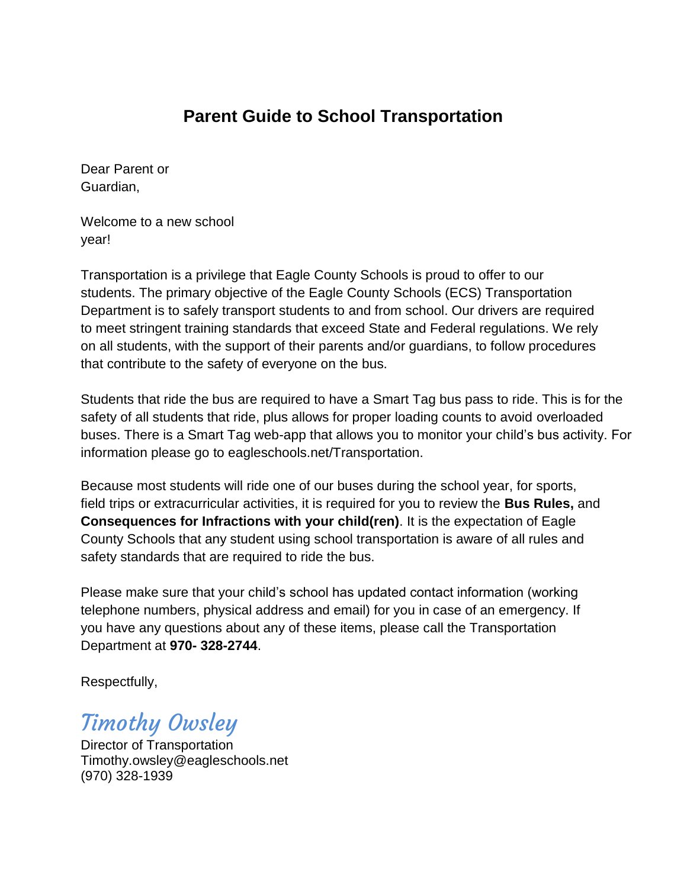# Parent Guide to School Transportation

Dear Parent or Guardian,

Welcome to a new school year!

Transportation is a privilege that Eagle County Schools is proud to offer to our students. The primary objective of the Eagle County Schools (ECS) Transportation Department is to safely transport students to and from school. Our drivers are required to meet stringent training standards that exceed State and Federal regulations. We rely on all students, with the support of their parents and/or guardians, to follow procedures that contribute to the safety of everyone on the bus.

Students that ride the bus are required to have a Smart Tag bus pass to ride. This is for the safety of all students that ride, plus allows for proper loading counts to avoid overloaded buses. There is a Smart Tag web-app that allows you to monitor your child's bus activity. For information please go to eagleschools.net/Transportation.

Because most students will ride one of our buses during the school year, for sports, field trips or extracurricular activities, it is required for you to review the **Bus Rules,** and **Consequences for Infractions with your child(ren)**. It is the expectation of Eagle County Schools that any student using school transportation is aware of all rules and safety standards that are required to ride the bus.

Please make sure that your child's school has updated contact information (working telephone numbers, physical address and email) for you in case of an emergency. If you have any questions about any of these items, please call the Transportation Department at **970- 328-2744**.

Respectfully,

*Timothy Owsley*

Director of Transportation
Timothy.owsley@eagleschools.net
(970) 328-1939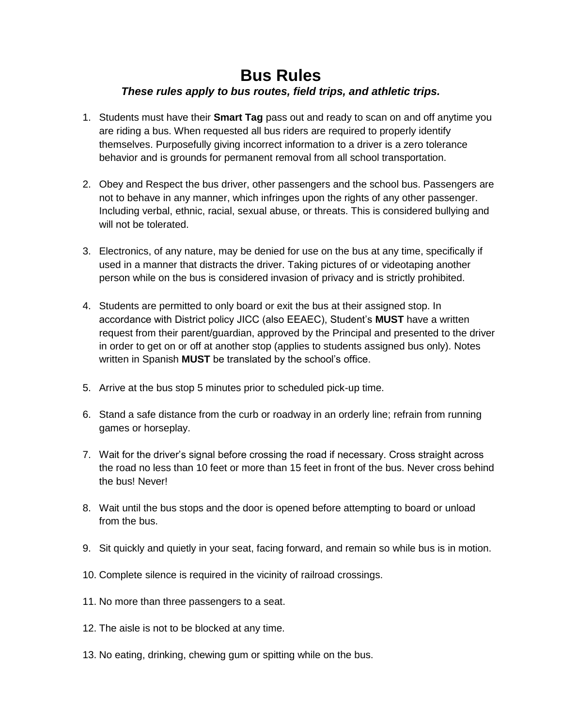# Bus Rules

***These rules apply to bus routes, field trips, and athletic trips.***

1. Students must have their **Smart Tag** pass out and ready to scan on and off anytime you are riding a bus. When requested all bus riders are required to properly identify themselves. Purposefully giving incorrect information to a driver is a zero tolerance behavior and is grounds for permanent removal from all school transportation.

2. Obey and Respect the bus driver, other passengers and the school bus. Passengers are not to behave in any manner, which infringes upon the rights of any other passenger. Including verbal, ethnic, racial, sexual abuse, or threats. This is considered bullying and will not be tolerated.

3. Electronics, of any nature, may be denied for use on the bus at any time, specifically if used in a manner that distracts the driver. Taking pictures of or videotaping another person while on the bus is considered invasion of privacy and is strictly prohibited.

4. Students are permitted to only board or exit the bus at their assigned stop. In accordance with District policy JICC (also EEAEC), Student's **MUST** have a written request from their parent/guardian, approved by the Principal and presented to the driver in order to get on or off at another stop (applies to students assigned bus only). Notes written in Spanish **MUST** be translated by the school's office.

5. Arrive at the bus stop 5 minutes prior to scheduled pick-up time.

6. Stand a safe distance from the curb or roadway in an orderly line; refrain from running games or horseplay.

7. Wait for the driver's signal before crossing the road if necessary. Cross straight across the road no less than 10 feet or more than 15 feet in front of the bus. Never cross behind the bus! Never!

8. Wait until the bus stops and the door is opened before attempting to board or unload from the bus.

9. Sit quickly and quietly in your seat, facing forward, and remain so while bus is in motion.

10. Complete silence is required in the vicinity of railroad crossings.

11. No more than three passengers to a seat.

12. The aisle is not to be blocked at any time.

13. No eating, drinking, chewing gum or spitting while on the bus.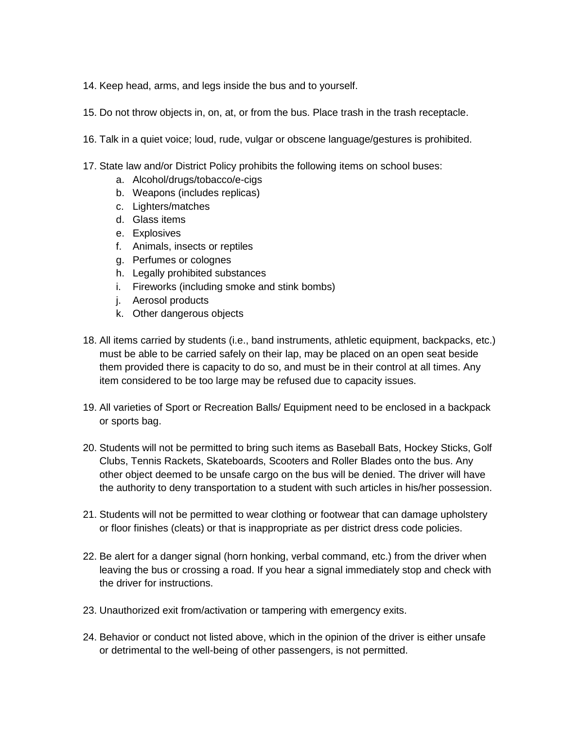14. Keep head, arms, and legs inside the bus and to yourself.

15. Do not throw objects in, on, at, or from the bus. Place trash in the trash receptacle.

16. Talk in a quiet voice; loud, rude, vulgar or obscene language/gestures is prohibited.

17. State law and/or District Policy prohibits the following items on school buses:
    a. Alcohol/drugs/tobacco/e-cigs
    b. Weapons (includes replicas)
    c. Lighters/matches
    d. Glass items
    e. Explosives
    f. Animals, insects or reptiles
    g. Perfumes or colognes
    h. Legally prohibited substances
    i. Fireworks (including smoke and stink bombs)
    j. Aerosol products
    k. Other dangerous objects

18. All items carried by students (i.e., band instruments, athletic equipment, backpacks, etc.) must be able to be carried safely on their lap, may be placed on an open seat beside them provided there is capacity to do so, and must be in their control at all times. Any item considered to be too large may be refused due to capacity issues.

19. All varieties of Sport or Recreation Balls/ Equipment need to be enclosed in a backpack or sports bag.

20. Students will not be permitted to bring such items as Baseball Bats, Hockey Sticks, Golf Clubs, Tennis Rackets, Skateboards, Scooters and Roller Blades onto the bus. Any other object deemed to be unsafe cargo on the bus will be denied. The driver will have the authority to deny transportation to a student with such articles in his/her possession.

21. Students will not be permitted to wear clothing or footwear that can damage upholstery or floor finishes (cleats) or that is inappropriate as per district dress code policies.

22. Be alert for a danger signal (horn honking, verbal command, etc.) from the driver when leaving the bus or crossing a road. If you hear a signal immediately stop and check with the driver for instructions.

23. Unauthorized exit from/activation or tampering with emergency exits.

24. Behavior or conduct not listed above, which in the opinion of the driver is either unsafe or detrimental to the well-being of other passengers, is not permitted.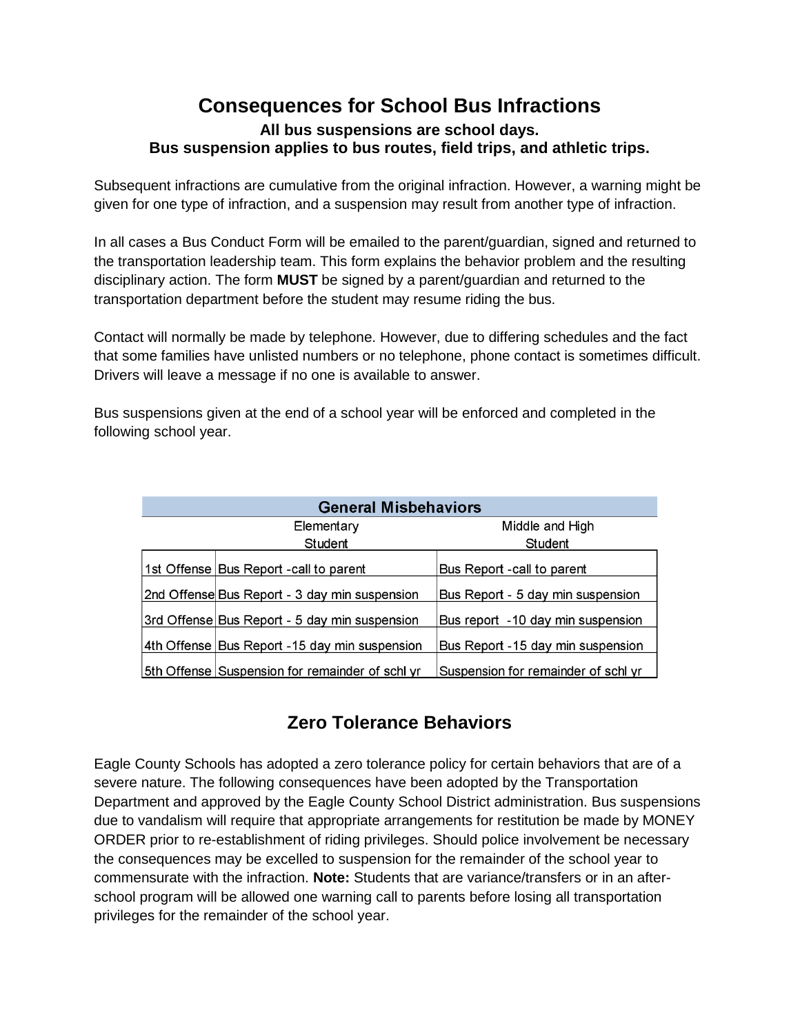# Consequences for School Bus Infractions

**All bus suspensions are school days.**
**Bus suspension applies to bus routes, field trips, and athletic trips.**

Subsequent infractions are cumulative from the original infraction. However, a warning might be given for one type of infraction, and a suspension may result from another type of infraction.

In all cases a Bus Conduct Form will be emailed to the parent/guardian, signed and returned to the transportation leadership team. This form explains the behavior problem and the resulting disciplinary action. The form **MUST** be signed by a parent/guardian and returned to the transportation department before the student may resume riding the bus.

Contact will normally be made by telephone. However, due to differing schedules and the fact that some families have unlisted numbers or no telephone, phone contact is sometimes difficult. Drivers will leave a message if no one is available to answer.

Bus suspensions given at the end of a school year will be enforced and completed in the following school year.

| General Misbehaviors | | |
|---|---|---|
| | Elementary Student | Middle and High Student |
| 1st Offense | Bus Report -call to parent | Bus Report -call to parent |
| 2nd Offense | Bus Report - 3 day min suspension | Bus Report - 5 day min suspension |
| 3rd Offense | Bus Report - 5 day min suspension | Bus report -10 day min suspension |
| 4th Offense | Bus Report -15 day min suspension | Bus Report -15 day min suspension |
| 5th Offense | Suspension for remainder of schl yr | Suspension for remainder of schl yr |

## Zero Tolerance Behaviors

Eagle County Schools has adopted a zero tolerance policy for certain behaviors that are of a severe nature. The following consequences have been adopted by the Transportation Department and approved by the Eagle County School District administration. Bus suspensions due to vandalism will require that appropriate arrangements for restitution be made by MONEY ORDER prior to re-establishment of riding privileges. Should police involvement be necessary the consequences may be excelled to suspension for the remainder of the school year to commensurate with the infraction. **Note:** Students that are variance/transfers or in an after-school program will be allowed one warning call to parents before losing all transportation privileges for the remainder of the school year.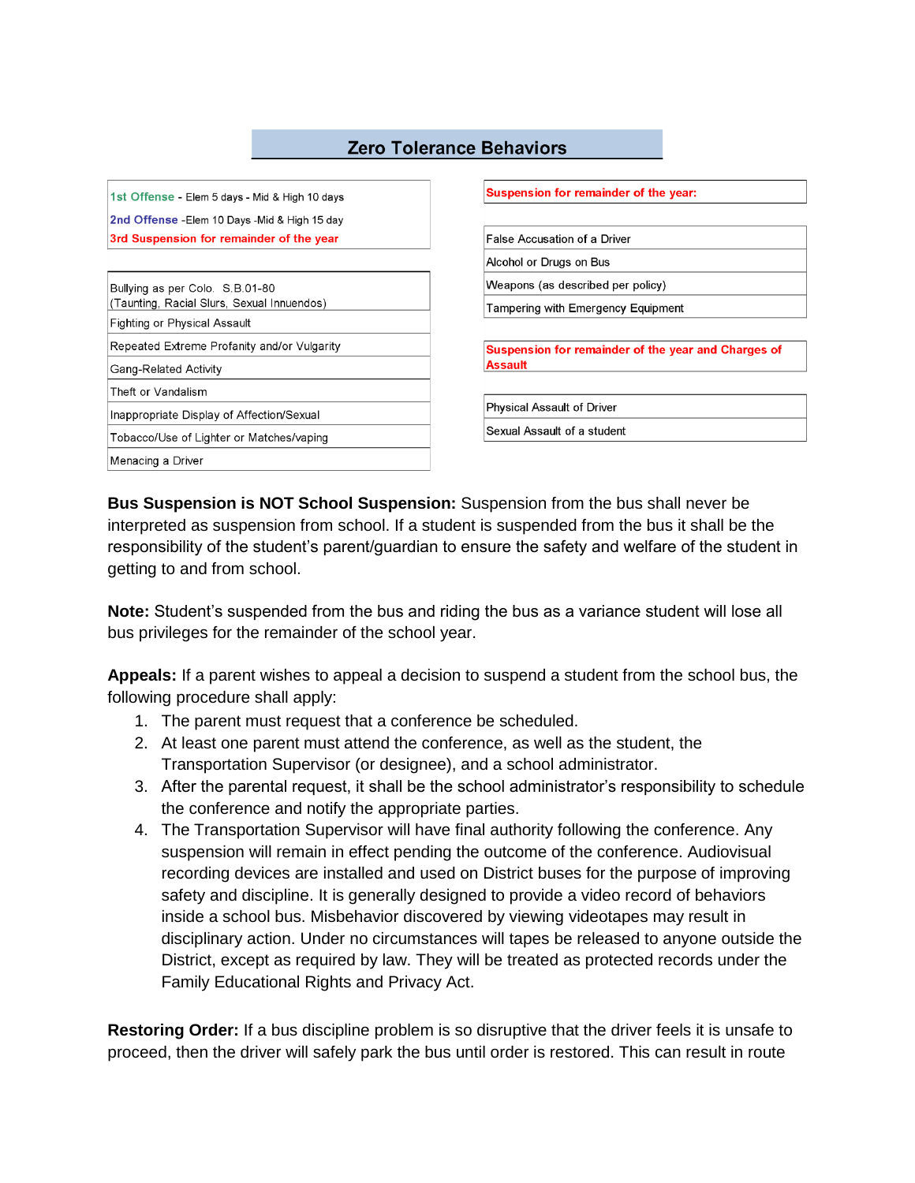## Zero Tolerance Behaviors

| 1st Offense - Elem 5 days - Mid & High 10 days<br>2nd Offense -Elem 10 Days -Mid & High 15 day<br>3rd Suspension for remainder of the year |
|---|
| Bullying as per Colo. S.B.01-80 (Taunting, Racial Slurs, Sexual Innuendos) |
| Fighting or Physical Assault |
| Repeated Extreme Profanity and/or Vulgarity |
| Gang-Related Activity |
| Theft or Vandalism |
| Inappropriate Display of Affection/Sexual |
| Tobacco/Use of Lighter or Matches/vaping |
| Menacing a Driver |

| Suspension for remainder of the year: |
|---|
| False Accusation of a Driver |
| Alcohol or Drugs on Bus |
| Weapons (as described per policy) |
| Tampering with Emergency Equipment |

| Suspension for remainder of the year and Charges of Assault |
|---|
| Physical Assault of Driver |
| Sexual Assault of a student |

**Bus Suspension is NOT School Suspension:** Suspension from the bus shall never be interpreted as suspension from school. If a student is suspended from the bus it shall be the responsibility of the student's parent/guardian to ensure the safety and welfare of the student in getting to and from school.

**Note:** Student's suspended from the bus and riding the bus as a variance student will lose all bus privileges for the remainder of the school year.

**Appeals:** If a parent wishes to appeal a decision to suspend a student from the school bus, the following procedure shall apply:

1. The parent must request that a conference be scheduled.
2. At least one parent must attend the conference, as well as the student, the Transportation Supervisor (or designee), and a school administrator.
3. After the parental request, it shall be the school administrator's responsibility to schedule the conference and notify the appropriate parties.
4. The Transportation Supervisor will have final authority following the conference. Any suspension will remain in effect pending the outcome of the conference. Audiovisual recording devices are installed and used on District buses for the purpose of improving safety and discipline. It is generally designed to provide a video record of behaviors inside a school bus. Misbehavior discovered by viewing videotapes may result in disciplinary action. Under no circumstances will tapes be released to anyone outside the District, except as required by law. They will be treated as protected records under the Family Educational Rights and Privacy Act.

**Restoring Order:** If a bus discipline problem is so disruptive that the driver feels it is unsafe to proceed, then the driver will safely park the bus until order is restored. This can result in route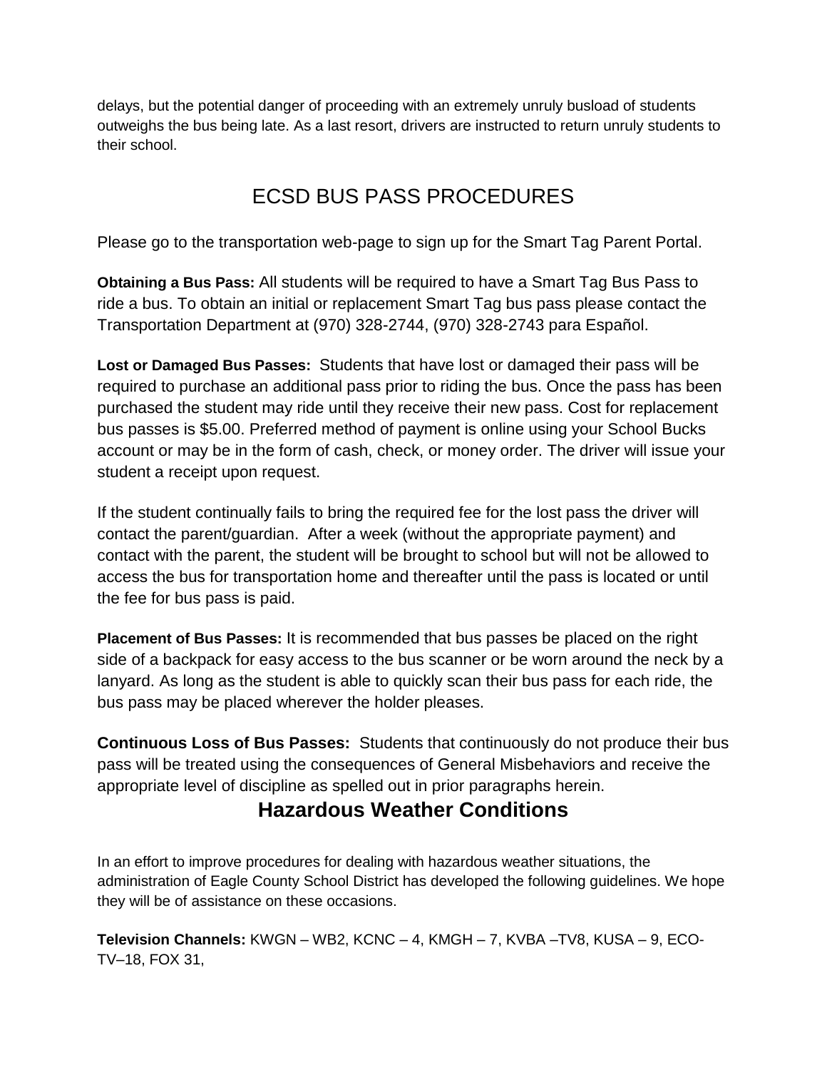delays, but the potential danger of proceeding with an extremely unruly busload of students outweighs the bus being late. As a last resort, drivers are instructed to return unruly students to their school.

## ECSD BUS PASS PROCEDURES

Please go to the transportation web-page to sign up for the Smart Tag Parent Portal.

**Obtaining a Bus Pass:** All students will be required to have a Smart Tag Bus Pass to ride a bus. To obtain an initial or replacement Smart Tag bus pass please contact the Transportation Department at (970) 328-2744, (970) 328-2743 para Español.

**Lost or Damaged Bus Passes:** Students that have lost or damaged their pass will be required to purchase an additional pass prior to riding the bus. Once the pass has been purchased the student may ride until they receive their new pass. Cost for replacement bus passes is $5.00. Preferred method of payment is online using your School Bucks account or may be in the form of cash, check, or money order. The driver will issue your student a receipt upon request.

If the student continually fails to bring the required fee for the lost pass the driver will contact the parent/guardian. After a week (without the appropriate payment) and contact with the parent, the student will be brought to school but will not be allowed to access the bus for transportation home and thereafter until the pass is located or until the fee for bus pass is paid.

**Placement of Bus Passes:** It is recommended that bus passes be placed on the right side of a backpack for easy access to the bus scanner or be worn around the neck by a lanyard. As long as the student is able to quickly scan their bus pass for each ride, the bus pass may be placed wherever the holder pleases.

**Continuous Loss of Bus Passes:** Students that continuously do not produce their bus pass will be treated using the consequences of General Misbehaviors and receive the appropriate level of discipline as spelled out in prior paragraphs herein.

## Hazardous Weather Conditions

In an effort to improve procedures for dealing with hazardous weather situations, the administration of Eagle County School District has developed the following guidelines. We hope they will be of assistance on these occasions.

**Television Channels:** KWGN – WB2, KCNC – 4, KMGH – 7, KVBA –TV8, KUSA – 9, ECO-TV–18, FOX 31,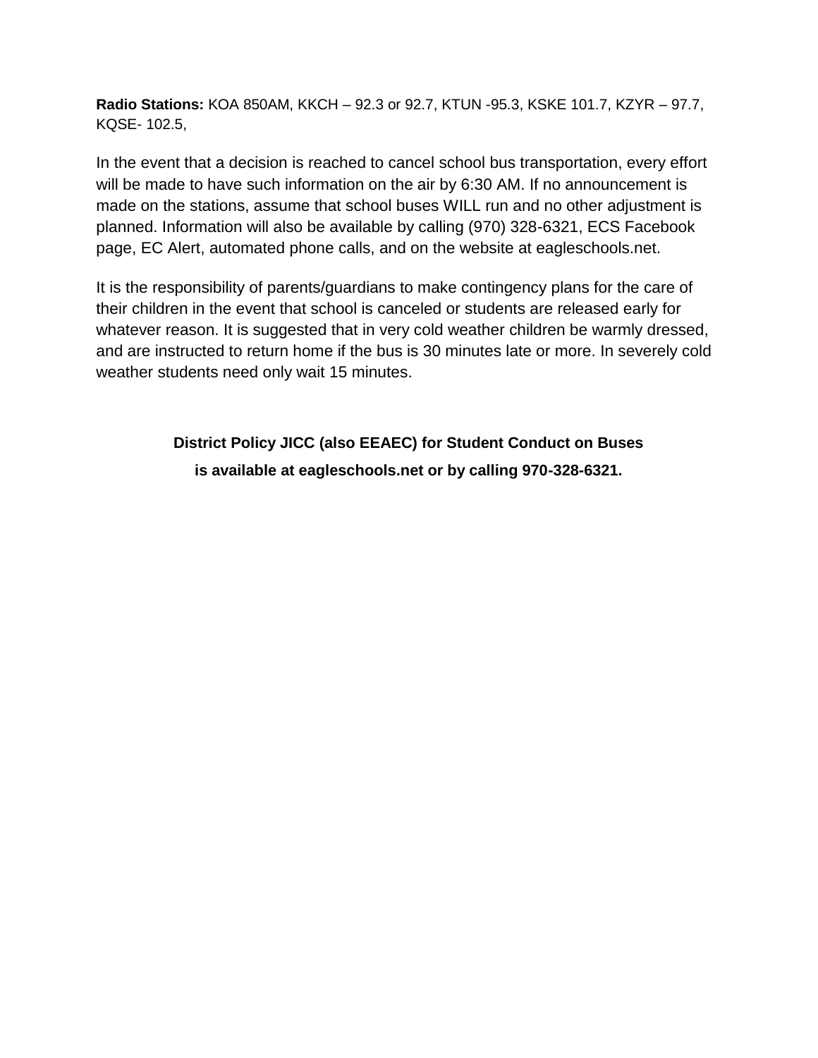**Radio Stations:** KOA 850AM, KKCH – 92.3 or 92.7, KTUN -95.3, KSKE 101.7, KZYR – 97.7, KQSE- 102.5,

In the event that a decision is reached to cancel school bus transportation, every effort will be made to have such information on the air by 6:30 AM. If no announcement is made on the stations, assume that school buses WILL run and no other adjustment is planned. Information will also be available by calling (970) 328-6321, ECS Facebook page, EC Alert, automated phone calls, and on the website at eagleschools.net.

It is the responsibility of parents/guardians to make contingency plans for the care of their children in the event that school is canceled or students are released early for whatever reason. It is suggested that in very cold weather children be warmly dressed, and are instructed to return home if the bus is 30 minutes late or more. In severely cold weather students need only wait 15 minutes.

**District Policy JICC (also EEAEC) for Student Conduct on Buses**
**is available at eagleschools.net or by calling 970-328-6321.**